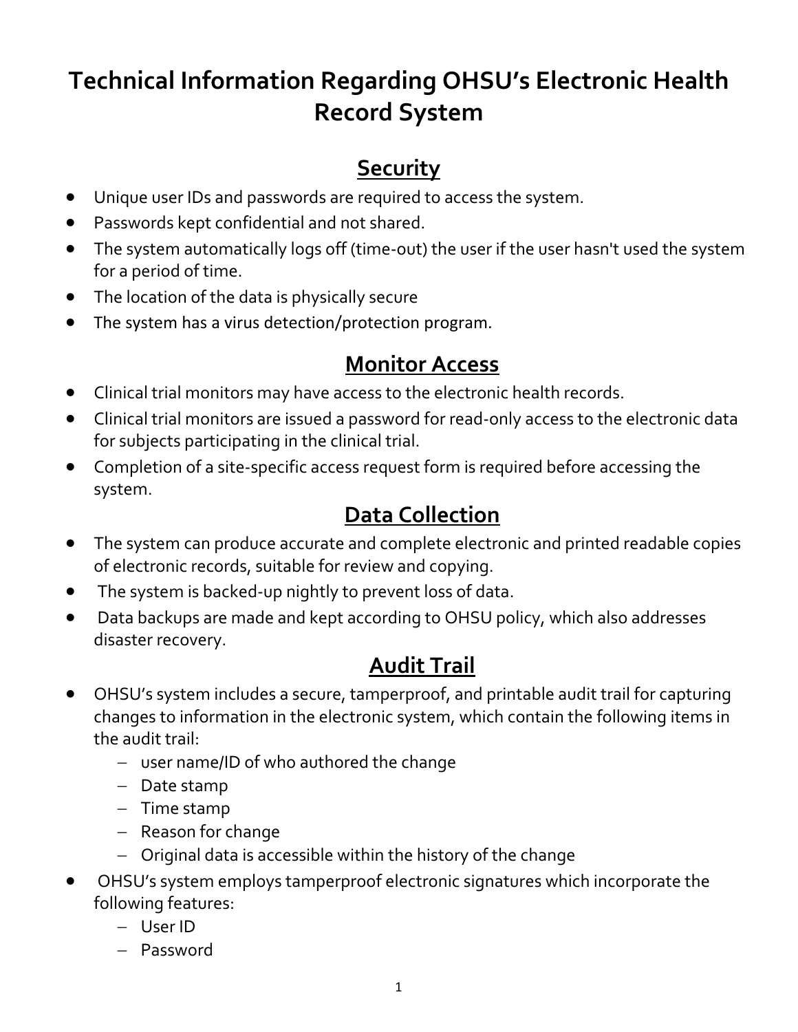# Technical Information Regarding OHSU's Electronic Health Record System

## Security

- Unique user IDs and passwords are required to access the system.
- Passwords kept confidential and not shared.
- The system automatically logs off (time-out) the user if the user hasn't used the system for a period of time.
- The location of the data is physically secure
- The system has a virus detection/protection program.

## Monitor Access

- Clinical trial monitors may have access to the electronic health records.
- Clinical trial monitors are issued a password for read-only access to the electronic data for subjects participating in the clinical trial.
- Completion of a site-specific access request form is required before accessing the system.

## Data Collection

- The system can produce accurate and complete electronic and printed readable copies of electronic records, suitable for review and copying.
- The system is backed-up nightly to prevent loss of data.
- Data backups are made and kept according to OHSU policy, which also addresses disaster recovery.

## Audit Trail

- OHSU's system includes a secure, tamperproof, and printable audit trail for capturing changes to information in the electronic system, which contain the following items in the audit trail:
  - user name/ID of who authored the change
  - Date stamp
  - Time stamp
  - Reason for change
  - Original data is accessible within the history of the change
- OHSU's system employs tamperproof electronic signatures which incorporate the following features:
  - User ID
  - Password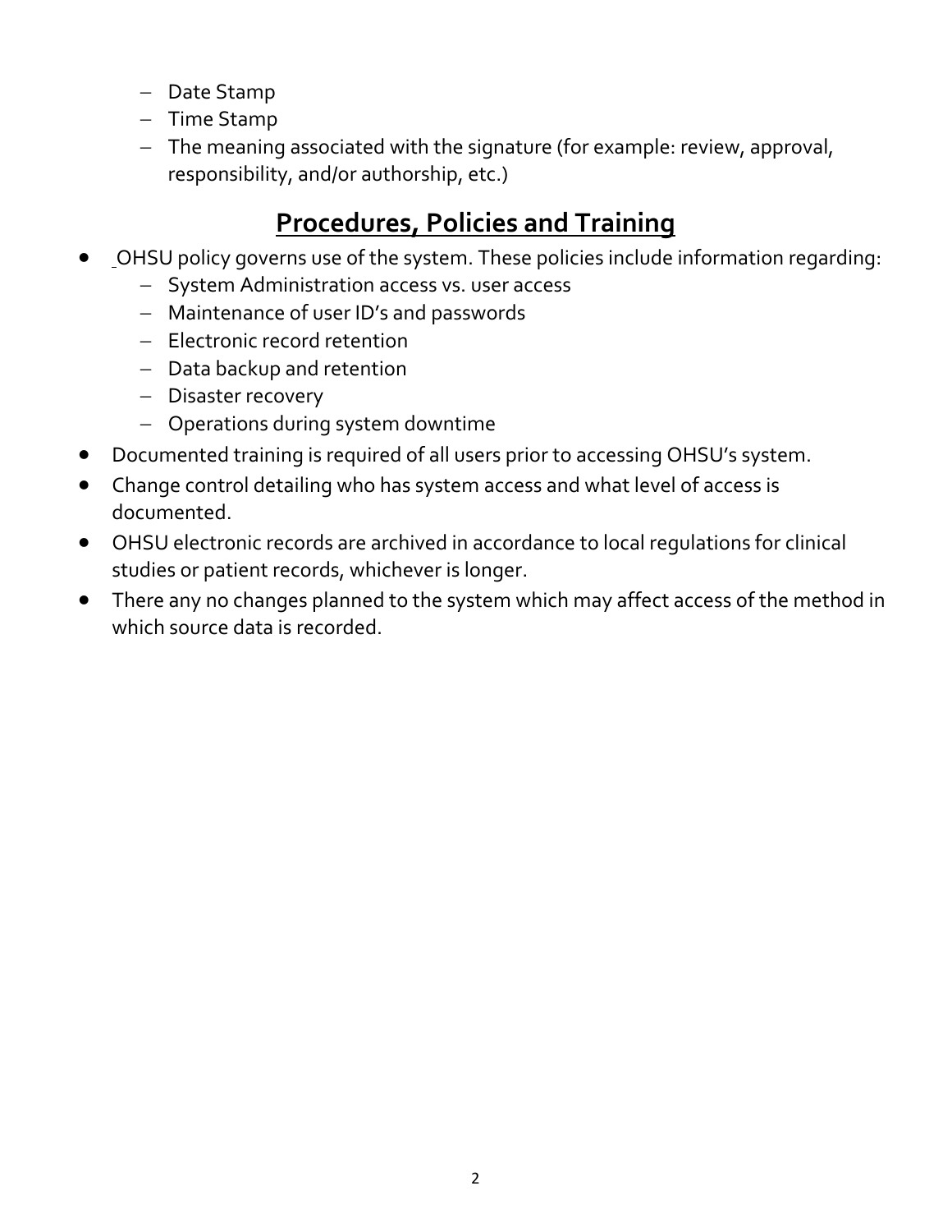- Date Stamp
  - Time Stamp
  - The meaning associated with the signature (for example: review, approval, responsibility, and/or authorship, etc.)

## Procedures, Policies and Training

- OHSU policy governs use of the system. These policies include information regarding:
  - System Administration access vs. user access
  - Maintenance of user ID's and passwords
  - Electronic record retention
  - Data backup and retention
  - Disaster recovery
  - Operations during system downtime
- Documented training is required of all users prior to accessing OHSU's system.
- Change control detailing who has system access and what level of access is documented.
- OHSU electronic records are archived in accordance to local regulations for clinical studies or patient records, whichever is longer.
- There any no changes planned to the system which may affect access of the method in which source data is recorded.